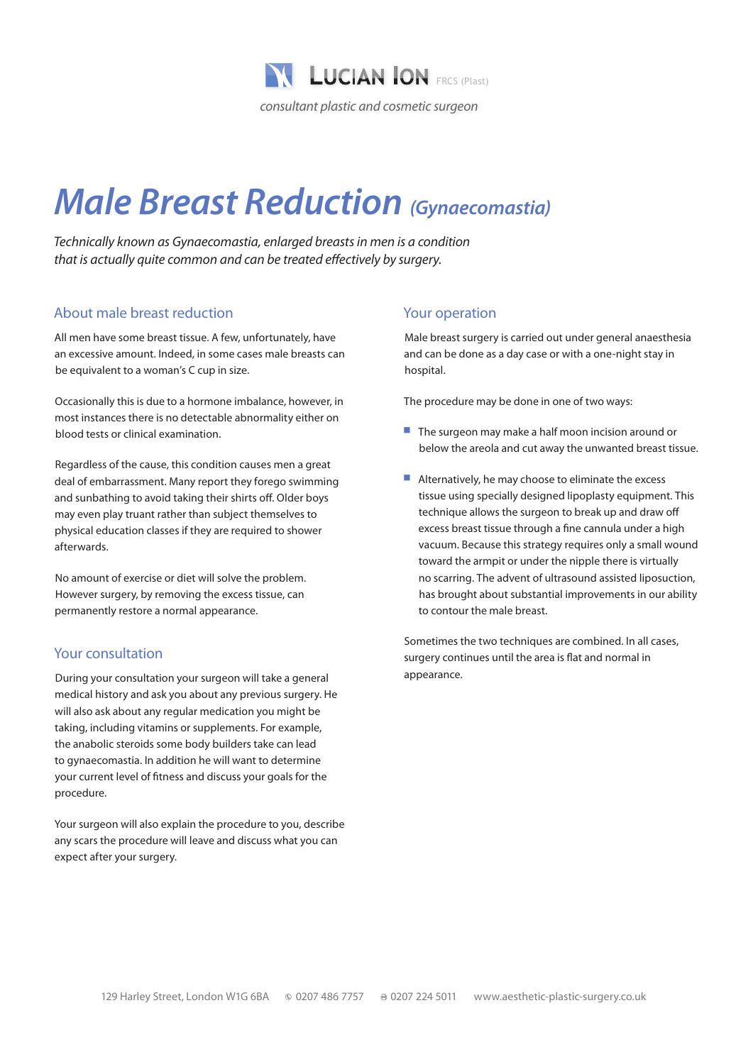LUCIAN ION FRCS (Plast)

*consultant plastic and cosmetic surgeon*

# Male Breast Reduction *(Gynaecomastia)*

*Technically known as Gynaecomastia, enlarged breasts in men is a condition that is actually quite common and can be treated effectively by surgery.*

## About male breast reduction

All men have some breast tissue. A few, unfortunately, have an excessive amount. Indeed, in some cases male breasts can be equivalent to a woman's C cup in size.

Occasionally this is due to a hormone imbalance, however, in most instances there is no detectable abnormality either on blood tests or clinical examination.

Regardless of the cause, this condition causes men a great deal of embarrassment. Many report they forego swimming and sunbathing to avoid taking their shirts off. Older boys may even play truant rather than subject themselves to physical education classes if they are required to shower afterwards.

No amount of exercise or diet will solve the problem. However surgery, by removing the excess tissue, can permanently restore a normal appearance.

## Your consultation

During your consultation your surgeon will take a general medical history and ask you about any previous surgery. He will also ask about any regular medication you might be taking, including vitamins or supplements. For example, the anabolic steroids some body builders take can lead to gynaecomastia. In addition he will want to determine your current level of fitness and discuss your goals for the procedure.

Your surgeon will also explain the procedure to you, describe any scars the procedure will leave and discuss what you can expect after your surgery.

## Your operation

Male breast surgery is carried out under general anaesthesia and can be done as a day case or with a one-night stay in hospital.

The procedure may be done in one of two ways:

- The surgeon may make a half moon incision around or below the areola and cut away the unwanted breast tissue.
- Alternatively, he may choose to eliminate the excess tissue using specially designed lipoplasty equipment. This technique allows the surgeon to break up and draw off excess breast tissue through a fine cannula under a high vacuum. Because this strategy requires only a small wound toward the armpit or under the nipple there is virtually no scarring. The advent of ultrasound assisted liposuction, has brought about substantial improvements in our ability to contour the male breast.

Sometimes the two techniques are combined. In all cases, surgery continues until the area is flat and normal in appearance.

129 Harley Street, London W1G 6BA ✆ 0207 486 7757 ⎙ 0207 224 5011 www.aesthetic-plastic-surgery.co.uk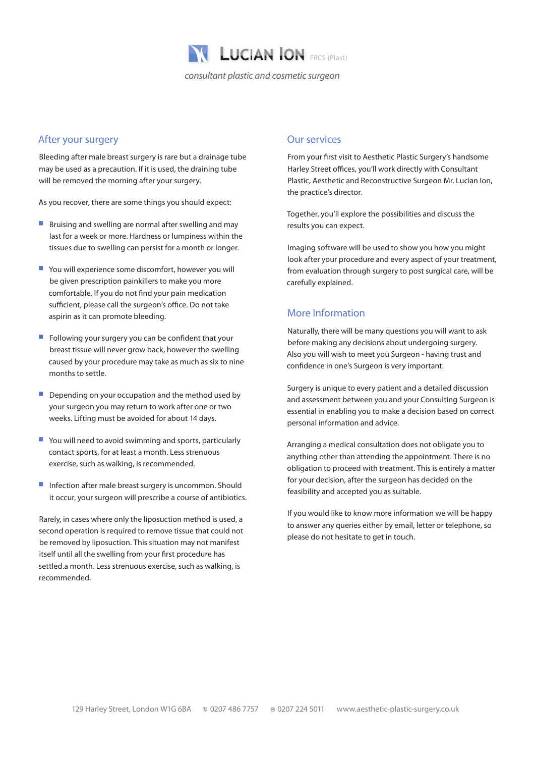# LUCIAN ION FRCS (Plast)

*consultant plastic and cosmetic surgeon*

## After your surgery

Bleeding after male breast surgery is rare but a drainage tube may be used as a precaution. If it is used, the draining tube will be removed the morning after your surgery.

As you recover, there are some things you should expect:

- Bruising and swelling are normal after swelling and may last for a week or more. Hardness or lumpiness within the tissues due to swelling can persist for a month or longer.
- You will experience some discomfort, however you will be given prescription painkillers to make you more comfortable. If you do not find your pain medication sufficient, please call the surgeon's office. Do not take aspirin as it can promote bleeding.
- Following your surgery you can be confident that your breast tissue will never grow back, however the swelling caused by your procedure may take as much as six to nine months to settle.
- Depending on your occupation and the method used by your surgeon you may return to work after one or two weeks. Lifting must be avoided for about 14 days.
- You will need to avoid swimming and sports, particularly contact sports, for at least a month. Less strenuous exercise, such as walking, is recommended.
- Infection after male breast surgery is uncommon. Should it occur, your surgeon will prescribe a course of antibiotics.

Rarely, in cases where only the liposuction method is used, a second operation is required to remove tissue that could not be removed by liposuction. This situation may not manifest itself until all the swelling from your first procedure has settled.a month. Less strenuous exercise, such as walking, is recommended.

## Our services

From your first visit to Aesthetic Plastic Surgery's handsome Harley Street offices, you'll work directly with Consultant Plastic, Aesthetic and Reconstructive Surgeon Mr. Lucian Ion, the practice's director.

Together, you'll explore the possibilities and discuss the results you can expect.

Imaging software will be used to show you how you might look after your procedure and every aspect of your treatment, from evaluation through surgery to post surgical care, will be carefully explained.

## More Information

Naturally, there will be many questions you will want to ask before making any decisions about undergoing surgery. Also you will wish to meet you Surgeon - having trust and confidence in one's Surgeon is very important.

Surgery is unique to every patient and a detailed discussion and assessment between you and your Consulting Surgeon is essential in enabling you to make a decision based on correct personal information and advice.

Arranging a medical consultation does not obligate you to anything other than attending the appointment. There is no obligation to proceed with treatment. This is entirely a matter for your decision, after the surgeon has decided on the feasibility and accepted you as suitable.

If you would like to know more information we will be happy to answer any queries either by email, letter or telephone, so please do not hesitate to get in touch.

129 Harley Street, London W1G 6BA   ✆ 0207 486 7757   🖷 0207 224 5011   www.aesthetic-plastic-surgery.co.uk